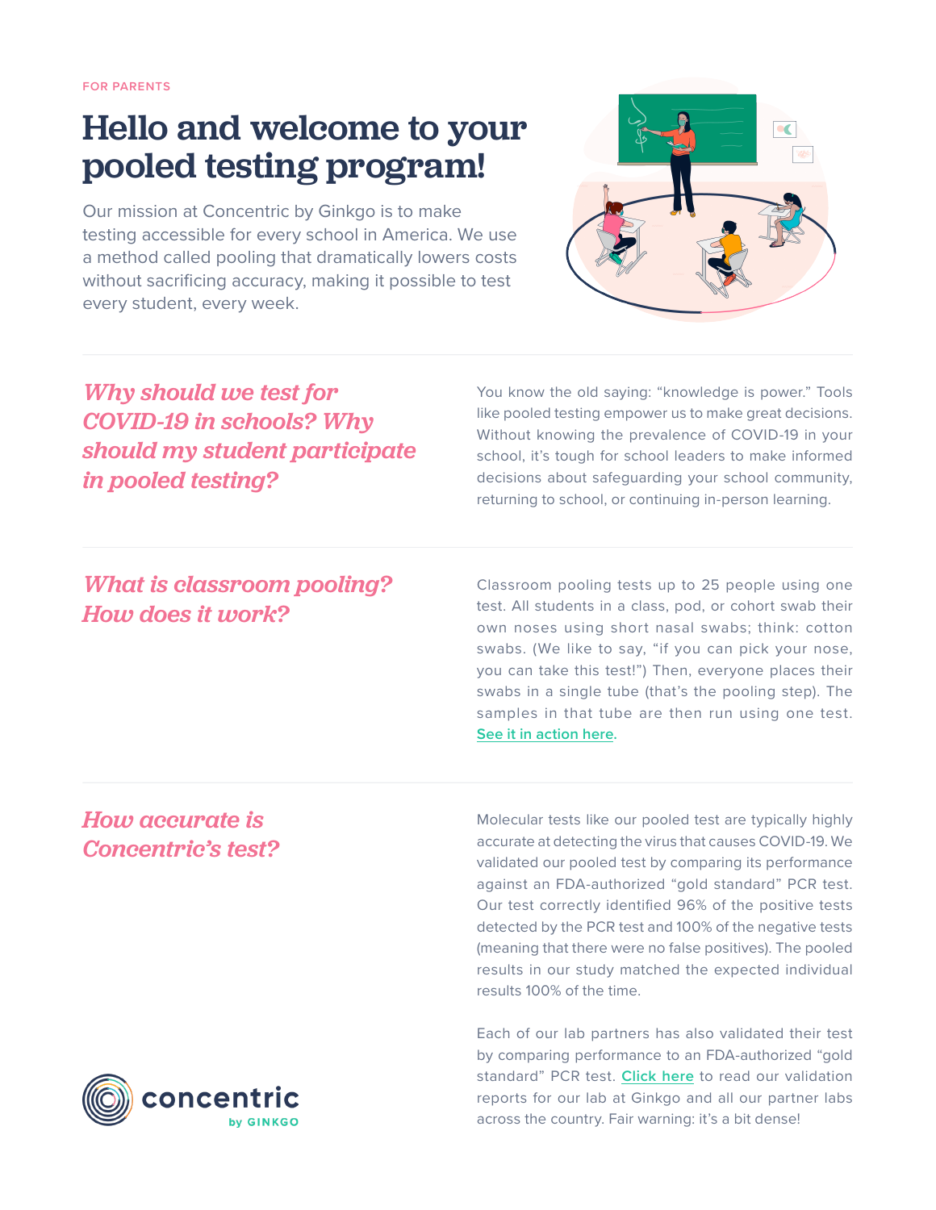FOR PARENTS

# Hello and welcome to your pooled testing program!

Our mission at Concentric by Ginkgo is to make testing accessible for every school in America. We use a method called pooling that dramatically lowers costs without sacrificing accuracy, making it possible to test every student, every week.

## *Why should we test for COVID-19 in schools? Why should my student participate in pooled testing?*

You know the old saying: "knowledge is power." Tools like pooled testing empower us to make great decisions. Without knowing the prevalence of COVID-19 in your school, it's tough for school leaders to make informed decisions about safeguarding your school community, returning to school, or continuing in-person learning.

## *What is classroom pooling? How does it work?*

Classroom pooling tests up to 25 people using one test. All students in a class, pod, or cohort swab their own noses using short nasal swabs; think: cotton swabs. (We like to say, "if you can pick your nose, you can take this test!") Then, everyone places their swabs in a single tube (that's the pooling step). The samples in that tube are then run using one test. See it in action here.

## *How accurate is Concentric's test?*

Molecular tests like our pooled test are typically highly accurate at detecting the virus that causes COVID-19. We validated our pooled test by comparing its performance against an FDA-authorized "gold standard" PCR test. Our test correctly identified 96% of the positive tests detected by the PCR test and 100% of the negative tests (meaning that there were no false positives). The pooled results in our study matched the expected individual results 100% of the time.

Each of our lab partners has also validated their test by comparing performance to an FDA-authorized "gold standard" PCR test. Click here to read our validation reports for our lab at Ginkgo and all our partner labs across the country. Fair warning: it's a bit dense!

concentric by GINKGO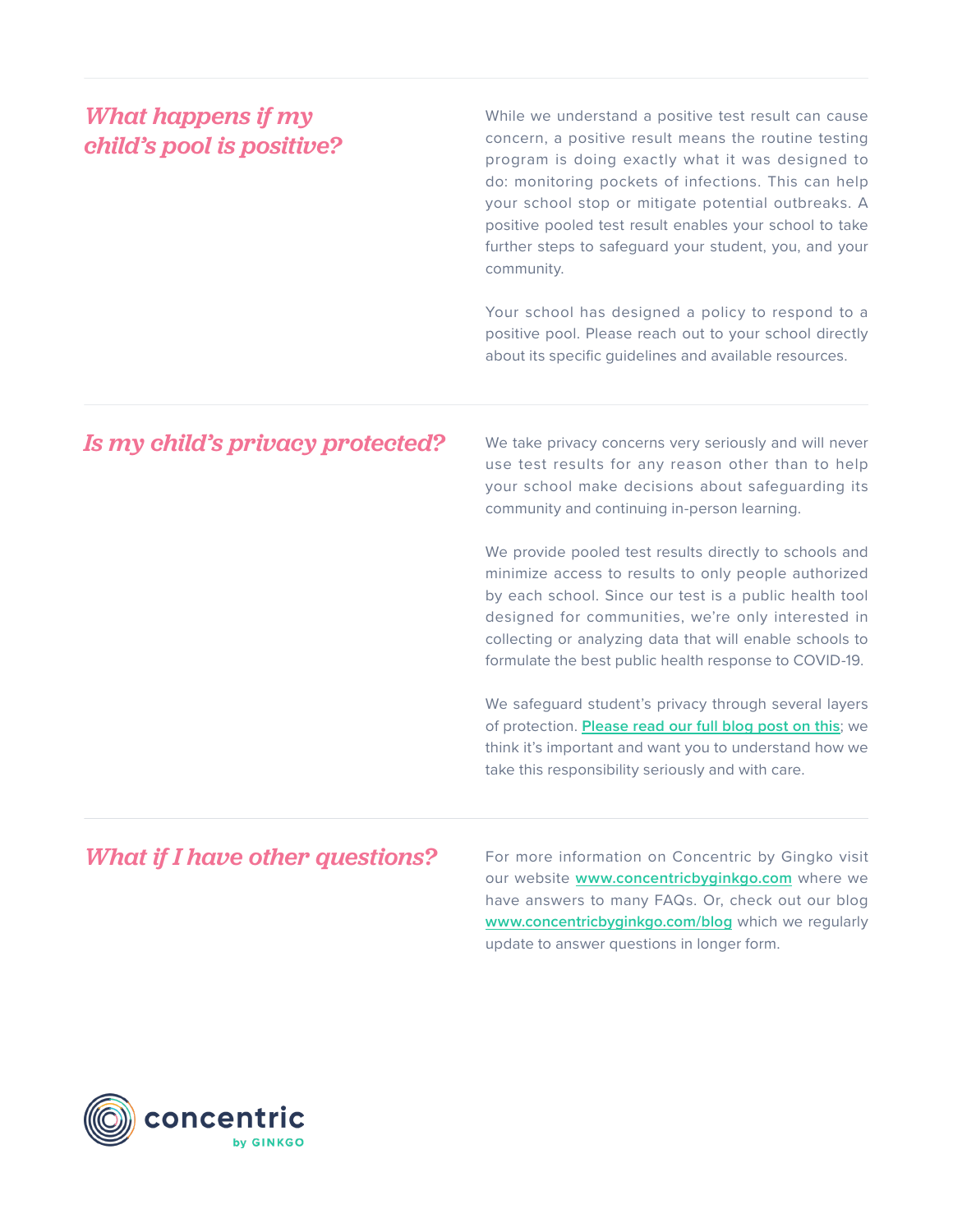## What happens if my child's pool is positive?

While we understand a positive test result can cause concern, a positive result means the routine testing program is doing exactly what it was designed to do: monitoring pockets of infections. This can help your school stop or mitigate potential outbreaks. A positive pooled test result enables your school to take further steps to safeguard your student, you, and your community.

Your school has designed a policy to respond to a positive pool. Please reach out to your school directly about its specific guidelines and available resources.

## Is my child's privacy protected?

We take privacy concerns very seriously and will never use test results for any reason other than to help your school make decisions about safeguarding its community and continuing in-person learning.

We provide pooled test results directly to schools and minimize access to results to only people authorized by each school. Since our test is a public health tool designed for communities, we're only interested in collecting or analyzing data that will enable schools to formulate the best public health response to COVID-19.

We safeguard student's privacy through several layers of protection. Please read our full blog post on this; we think it's important and want you to understand how we take this responsibility seriously and with care.

## What if I have other questions?

For more information on Concentric by Gingko visit our website www.concentricbyginkgo.com where we have answers to many FAQs. Or, check out our blog www.concentricbyginkgo.com/blog which we regularly update to answer questions in longer form.

concentric by GINKGO